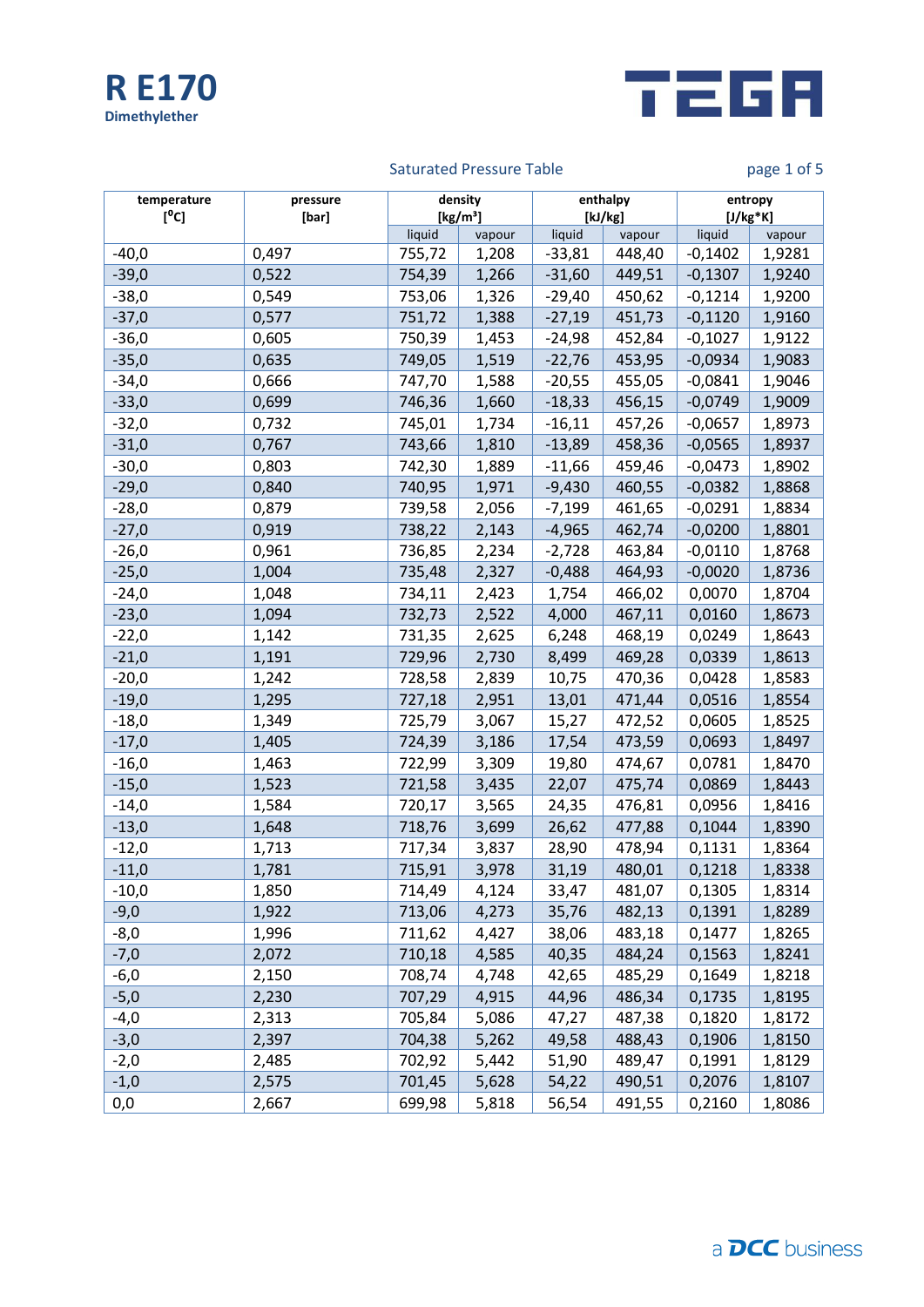# R E170

**Dimethylether**

TEGA

Saturated Pressure Table

| temperature [°C] | pressure [bar] | density [kg/m³] | | enthalpy [kJ/kg] | | entropy [J/kg*K] | |
|---|---|---|---|---|---|---|---|
| | | liquid | vapour | liquid | vapour | liquid | vapour |
| -40,0 | 0,497 | 755,72 | 1,208 | -33,81 | 448,40 | -0,1402 | 1,9281 |
| -39,0 | 0,522 | 754,39 | 1,266 | -31,60 | 449,51 | -0,1307 | 1,9240 |
| -38,0 | 0,549 | 753,06 | 1,326 | -29,40 | 450,62 | -0,1214 | 1,9200 |
| -37,0 | 0,577 | 751,72 | 1,388 | -27,19 | 451,73 | -0,1120 | 1,9160 |
| -36,0 | 0,605 | 750,39 | 1,453 | -24,98 | 452,84 | -0,1027 | 1,9122 |
| -35,0 | 0,635 | 749,05 | 1,519 | -22,76 | 453,95 | -0,0934 | 1,9083 |
| -34,0 | 0,666 | 747,70 | 1,588 | -20,55 | 455,05 | -0,0841 | 1,9046 |
| -33,0 | 0,699 | 746,36 | 1,660 | -18,33 | 456,15 | -0,0749 | 1,9009 |
| -32,0 | 0,732 | 745,01 | 1,734 | -16,11 | 457,26 | -0,0657 | 1,8973 |
| -31,0 | 0,767 | 743,66 | 1,810 | -13,89 | 458,36 | -0,0565 | 1,8937 |
| -30,0 | 0,803 | 742,30 | 1,889 | -11,66 | 459,46 | -0,0473 | 1,8902 |
| -29,0 | 0,840 | 740,95 | 1,971 | -9,430 | 460,55 | -0,0382 | 1,8868 |
| -28,0 | 0,879 | 739,58 | 2,056 | -7,199 | 461,65 | -0,0291 | 1,8834 |
| -27,0 | 0,919 | 738,22 | 2,143 | -4,965 | 462,74 | -0,0200 | 1,8801 |
| -26,0 | 0,961 | 736,85 | 2,234 | -2,728 | 463,84 | -0,0110 | 1,8768 |
| -25,0 | 1,004 | 735,48 | 2,327 | -0,488 | 464,93 | -0,0020 | 1,8736 |
| -24,0 | 1,048 | 734,11 | 2,423 | 1,754 | 466,02 | 0,0070 | 1,8704 |
| -23,0 | 1,094 | 732,73 | 2,522 | 4,000 | 467,11 | 0,0160 | 1,8673 |
| -22,0 | 1,142 | 731,35 | 2,625 | 6,248 | 468,19 | 0,0249 | 1,8643 |
| -21,0 | 1,191 | 729,96 | 2,730 | 8,499 | 469,28 | 0,0339 | 1,8613 |
| -20,0 | 1,242 | 728,58 | 2,839 | 10,75 | 470,36 | 0,0428 | 1,8583 |
| -19,0 | 1,295 | 727,18 | 2,951 | 13,01 | 471,44 | 0,0516 | 1,8554 |
| -18,0 | 1,349 | 725,79 | 3,067 | 15,27 | 472,52 | 0,0605 | 1,8525 |
| -17,0 | 1,405 | 724,39 | 3,186 | 17,54 | 473,59 | 0,0693 | 1,8497 |
| -16,0 | 1,463 | 722,99 | 3,309 | 19,80 | 474,67 | 0,0781 | 1,8470 |
| -15,0 | 1,523 | 721,58 | 3,435 | 22,07 | 475,74 | 0,0869 | 1,8443 |
| -14,0 | 1,584 | 720,17 | 3,565 | 24,35 | 476,81 | 0,0956 | 1,8416 |
| -13,0 | 1,648 | 718,76 | 3,699 | 26,62 | 477,88 | 0,1044 | 1,8390 |
| -12,0 | 1,713 | 717,34 | 3,837 | 28,90 | 478,94 | 0,1131 | 1,8364 |
| -11,0 | 1,781 | 715,91 | 3,978 | 31,19 | 480,01 | 0,1218 | 1,8338 |
| -10,0 | 1,850 | 714,49 | 4,124 | 33,47 | 481,07 | 0,1305 | 1,8314 |
| -9,0 | 1,922 | 713,06 | 4,273 | 35,76 | 482,13 | 0,1391 | 1,8289 |
| -8,0 | 1,996 | 711,62 | 4,427 | 38,06 | 483,18 | 0,1477 | 1,8265 |
| -7,0 | 2,072 | 710,18 | 4,585 | 40,35 | 484,24 | 0,1563 | 1,8241 |
| -6,0 | 2,150 | 708,74 | 4,748 | 42,65 | 485,29 | 0,1649 | 1,8218 |
| -5,0 | 2,230 | 707,29 | 4,915 | 44,96 | 486,34 | 0,1735 | 1,8195 |
| -4,0 | 2,313 | 705,84 | 5,086 | 47,27 | 487,38 | 0,1820 | 1,8172 |
| -3,0 | 2,397 | 704,38 | 5,262 | 49,58 | 488,43 | 0,1906 | 1,8150 |
| -2,0 | 2,485 | 702,92 | 5,442 | 51,90 | 489,47 | 0,1991 | 1,8129 |
| -1,0 | 2,575 | 701,45 | 5,628 | 54,22 | 490,51 | 0,2076 | 1,8107 |
| 0,0 | 2,667 | 699,98 | 5,818 | 56,54 | 491,55 | 0,2160 | 1,8086 |

a DCC business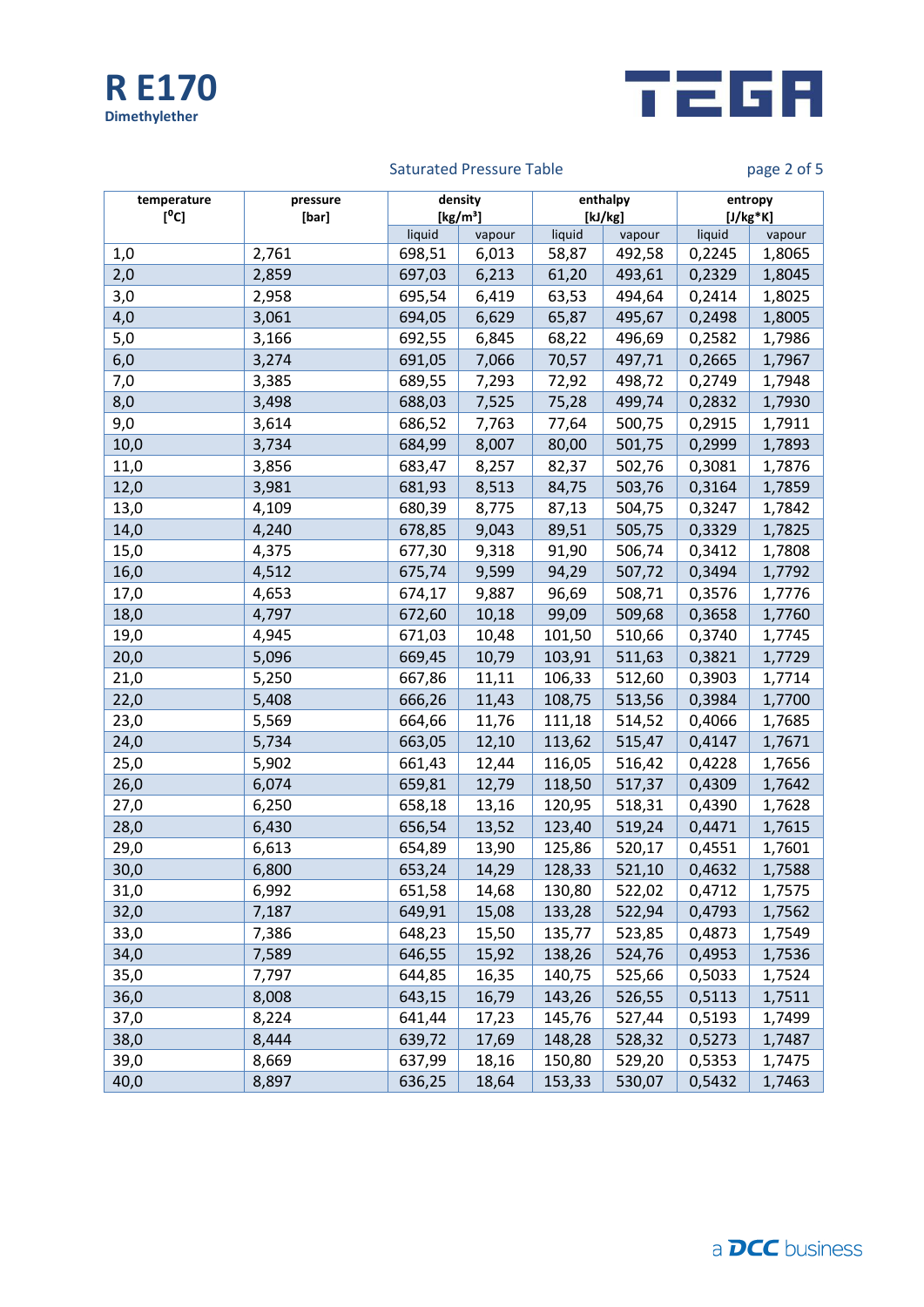# R E170

**Dimethylether**

TEGA

Saturated Pressure Table

| temperature [°C] | pressure [bar] | density [kg/m³] | | enthalpy [kJ/kg] | | entropy [J/kg*K] | |
|---|---|---|---|---|---|---|---|
| | | liquid | vapour | liquid | vapour | liquid | vapour |
| 1,0 | 2,761 | 698,51 | 6,013 | 58,87 | 492,58 | 0,2245 | 1,8065 |
| 2,0 | 2,859 | 697,03 | 6,213 | 61,20 | 493,61 | 0,2329 | 1,8045 |
| 3,0 | 2,958 | 695,54 | 6,419 | 63,53 | 494,64 | 0,2414 | 1,8025 |
| 4,0 | 3,061 | 694,05 | 6,629 | 65,87 | 495,67 | 0,2498 | 1,8005 |
| 5,0 | 3,166 | 692,55 | 6,845 | 68,22 | 496,69 | 0,2582 | 1,7986 |
| 6,0 | 3,274 | 691,05 | 7,066 | 70,57 | 497,71 | 0,2665 | 1,7967 |
| 7,0 | 3,385 | 689,55 | 7,293 | 72,92 | 498,72 | 0,2749 | 1,7948 |
| 8,0 | 3,498 | 688,03 | 7,525 | 75,28 | 499,74 | 0,2832 | 1,7930 |
| 9,0 | 3,614 | 686,52 | 7,763 | 77,64 | 500,75 | 0,2915 | 1,7911 |
| 10,0 | 3,734 | 684,99 | 8,007 | 80,00 | 501,75 | 0,2999 | 1,7893 |
| 11,0 | 3,856 | 683,47 | 8,257 | 82,37 | 502,76 | 0,3081 | 1,7876 |
| 12,0 | 3,981 | 681,93 | 8,513 | 84,75 | 503,76 | 0,3164 | 1,7859 |
| 13,0 | 4,109 | 680,39 | 8,775 | 87,13 | 504,75 | 0,3247 | 1,7842 |
| 14,0 | 4,240 | 678,85 | 9,043 | 89,51 | 505,75 | 0,3329 | 1,7825 |
| 15,0 | 4,375 | 677,30 | 9,318 | 91,90 | 506,74 | 0,3412 | 1,7808 |
| 16,0 | 4,512 | 675,74 | 9,599 | 94,29 | 507,72 | 0,3494 | 1,7792 |
| 17,0 | 4,653 | 674,17 | 9,887 | 96,69 | 508,71 | 0,3576 | 1,7776 |
| 18,0 | 4,797 | 672,60 | 10,18 | 99,09 | 509,68 | 0,3658 | 1,7760 |
| 19,0 | 4,945 | 671,03 | 10,48 | 101,50 | 510,66 | 0,3740 | 1,7745 |
| 20,0 | 5,096 | 669,45 | 10,79 | 103,91 | 511,63 | 0,3821 | 1,7729 |
| 21,0 | 5,250 | 667,86 | 11,11 | 106,33 | 512,60 | 0,3903 | 1,7714 |
| 22,0 | 5,408 | 666,26 | 11,43 | 108,75 | 513,56 | 0,3984 | 1,7700 |
| 23,0 | 5,569 | 664,66 | 11,76 | 111,18 | 514,52 | 0,4066 | 1,7685 |
| 24,0 | 5,734 | 663,05 | 12,10 | 113,62 | 515,47 | 0,4147 | 1,7671 |
| 25,0 | 5,902 | 661,43 | 12,44 | 116,05 | 516,42 | 0,4228 | 1,7656 |
| 26,0 | 6,074 | 659,81 | 12,79 | 118,50 | 517,37 | 0,4309 | 1,7642 |
| 27,0 | 6,250 | 658,18 | 13,16 | 120,95 | 518,31 | 0,4390 | 1,7628 |
| 28,0 | 6,430 | 656,54 | 13,52 | 123,40 | 519,24 | 0,4471 | 1,7615 |
| 29,0 | 6,613 | 654,89 | 13,90 | 125,86 | 520,17 | 0,4551 | 1,7601 |
| 30,0 | 6,800 | 653,24 | 14,29 | 128,33 | 521,10 | 0,4632 | 1,7588 |
| 31,0 | 6,992 | 651,58 | 14,68 | 130,80 | 522,02 | 0,4712 | 1,7575 |
| 32,0 | 7,187 | 649,91 | 15,08 | 133,28 | 522,94 | 0,4793 | 1,7562 |
| 33,0 | 7,386 | 648,23 | 15,50 | 135,77 | 523,85 | 0,4873 | 1,7549 |
| 34,0 | 7,589 | 646,55 | 15,92 | 138,26 | 524,76 | 0,4953 | 1,7536 |
| 35,0 | 7,797 | 644,85 | 16,35 | 140,75 | 525,66 | 0,5033 | 1,7524 |
| 36,0 | 8,008 | 643,15 | 16,79 | 143,26 | 526,55 | 0,5113 | 1,7511 |
| 37,0 | 8,224 | 641,44 | 17,23 | 145,76 | 527,44 | 0,5193 | 1,7499 |
| 38,0 | 8,444 | 639,72 | 17,69 | 148,28 | 528,32 | 0,5273 | 1,7487 |
| 39,0 | 8,669 | 637,99 | 18,16 | 150,80 | 529,20 | 0,5353 | 1,7475 |
| 40,0 | 8,897 | 636,25 | 18,64 | 153,33 | 530,07 | 0,5432 | 1,7463 |

a DCC business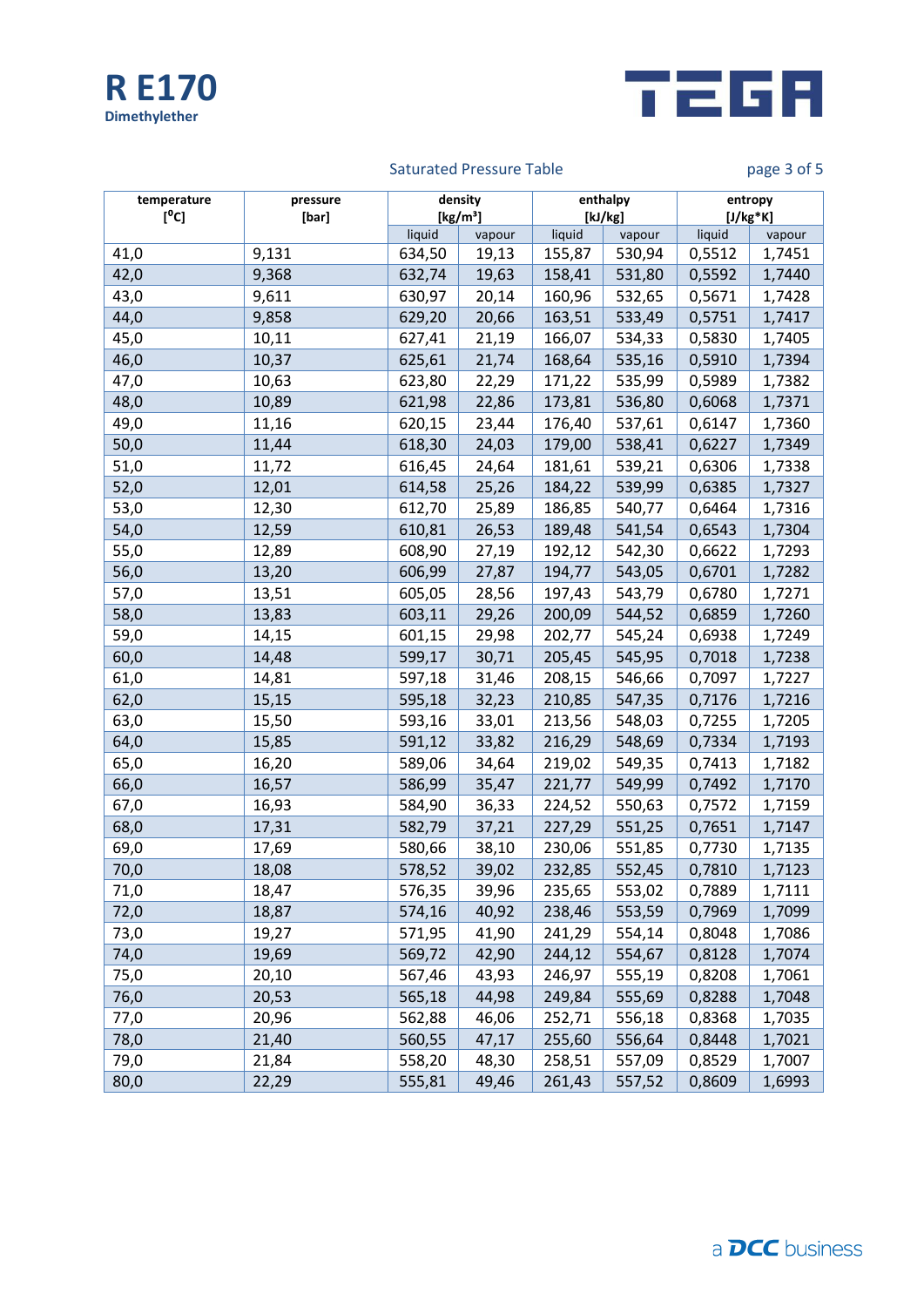# R E170

**Dimethylether**

TEGA

## Saturated Pressure Table

| temperature [$^0$C] | pressure [bar] | density [kg/m$^3$] | | enthalpy [kJ/kg] | | entropy [J/kg*K] | |
|---|---|---|---|---|---|---|---|
| | | liquid | vapour | liquid | vapour | liquid | vapour |
| 41,0 | 9,131 | 634,50 | 19,13 | 155,87 | 530,94 | 0,5512 | 1,7451 |
| 42,0 | 9,368 | 632,74 | 19,63 | 158,41 | 531,80 | 0,5592 | 1,7440 |
| 43,0 | 9,611 | 630,97 | 20,14 | 160,96 | 532,65 | 0,5671 | 1,7428 |
| 44,0 | 9,858 | 629,20 | 20,66 | 163,51 | 533,49 | 0,5751 | 1,7417 |
| 45,0 | 10,11 | 627,41 | 21,19 | 166,07 | 534,33 | 0,5830 | 1,7405 |
| 46,0 | 10,37 | 625,61 | 21,74 | 168,64 | 535,16 | 0,5910 | 1,7394 |
| 47,0 | 10,63 | 623,80 | 22,29 | 171,22 | 535,99 | 0,5989 | 1,7382 |
| 48,0 | 10,89 | 621,98 | 22,86 | 173,81 | 536,80 | 0,6068 | 1,7371 |
| 49,0 | 11,16 | 620,15 | 23,44 | 176,40 | 537,61 | 0,6147 | 1,7360 |
| 50,0 | 11,44 | 618,30 | 24,03 | 179,00 | 538,41 | 0,6227 | 1,7349 |
| 51,0 | 11,72 | 616,45 | 24,64 | 181,61 | 539,21 | 0,6306 | 1,7338 |
| 52,0 | 12,01 | 614,58 | 25,26 | 184,22 | 539,99 | 0,6385 | 1,7327 |
| 53,0 | 12,30 | 612,70 | 25,89 | 186,85 | 540,77 | 0,6464 | 1,7316 |
| 54,0 | 12,59 | 610,81 | 26,53 | 189,48 | 541,54 | 0,6543 | 1,7304 |
| 55,0 | 12,89 | 608,90 | 27,19 | 192,12 | 542,30 | 0,6622 | 1,7293 |
| 56,0 | 13,20 | 606,99 | 27,87 | 194,77 | 543,05 | 0,6701 | 1,7282 |
| 57,0 | 13,51 | 605,05 | 28,56 | 197,43 | 543,79 | 0,6780 | 1,7271 |
| 58,0 | 13,83 | 603,11 | 29,26 | 200,09 | 544,52 | 0,6859 | 1,7260 |
| 59,0 | 14,15 | 601,15 | 29,98 | 202,77 | 545,24 | 0,6938 | 1,7249 |
| 60,0 | 14,48 | 599,17 | 30,71 | 205,45 | 545,95 | 0,7018 | 1,7238 |
| 61,0 | 14,81 | 597,18 | 31,46 | 208,15 | 546,66 | 0,7097 | 1,7227 |
| 62,0 | 15,15 | 595,18 | 32,23 | 210,85 | 547,35 | 0,7176 | 1,7216 |
| 63,0 | 15,50 | 593,16 | 33,01 | 213,56 | 548,03 | 0,7255 | 1,7205 |
| 64,0 | 15,85 | 591,12 | 33,82 | 216,29 | 548,69 | 0,7334 | 1,7193 |
| 65,0 | 16,20 | 589,06 | 34,64 | 219,02 | 549,35 | 0,7413 | 1,7182 |
| 66,0 | 16,57 | 586,99 | 35,47 | 221,77 | 549,99 | 0,7492 | 1,7170 |
| 67,0 | 16,93 | 584,90 | 36,33 | 224,52 | 550,63 | 0,7572 | 1,7159 |
| 68,0 | 17,31 | 582,79 | 37,21 | 227,29 | 551,25 | 0,7651 | 1,7147 |
| 69,0 | 17,69 | 580,66 | 38,10 | 230,06 | 551,85 | 0,7730 | 1,7135 |
| 70,0 | 18,08 | 578,52 | 39,02 | 232,85 | 552,45 | 0,7810 | 1,7123 |
| 71,0 | 18,47 | 576,35 | 39,96 | 235,65 | 553,02 | 0,7889 | 1,7111 |
| 72,0 | 18,87 | 574,16 | 40,92 | 238,46 | 553,59 | 0,7969 | 1,7099 |
| 73,0 | 19,27 | 571,95 | 41,90 | 241,29 | 554,14 | 0,8048 | 1,7086 |
| 74,0 | 19,69 | 569,72 | 42,90 | 244,12 | 554,67 | 0,8128 | 1,7074 |
| 75,0 | 20,10 | 567,46 | 43,93 | 246,97 | 555,19 | 0,8208 | 1,7061 |
| 76,0 | 20,53 | 565,18 | 44,98 | 249,84 | 555,69 | 0,8288 | 1,7048 |
| 77,0 | 20,96 | 562,88 | 46,06 | 252,71 | 556,18 | 0,8368 | 1,7035 |
| 78,0 | 21,40 | 560,55 | 47,17 | 255,60 | 556,64 | 0,8448 | 1,7021 |
| 79,0 | 21,84 | 558,20 | 48,30 | 258,51 | 557,09 | 0,8529 | 1,7007 |
| 80,0 | 22,29 | 555,81 | 49,46 | 261,43 | 557,52 | 0,8609 | 1,6993 |

a DCC business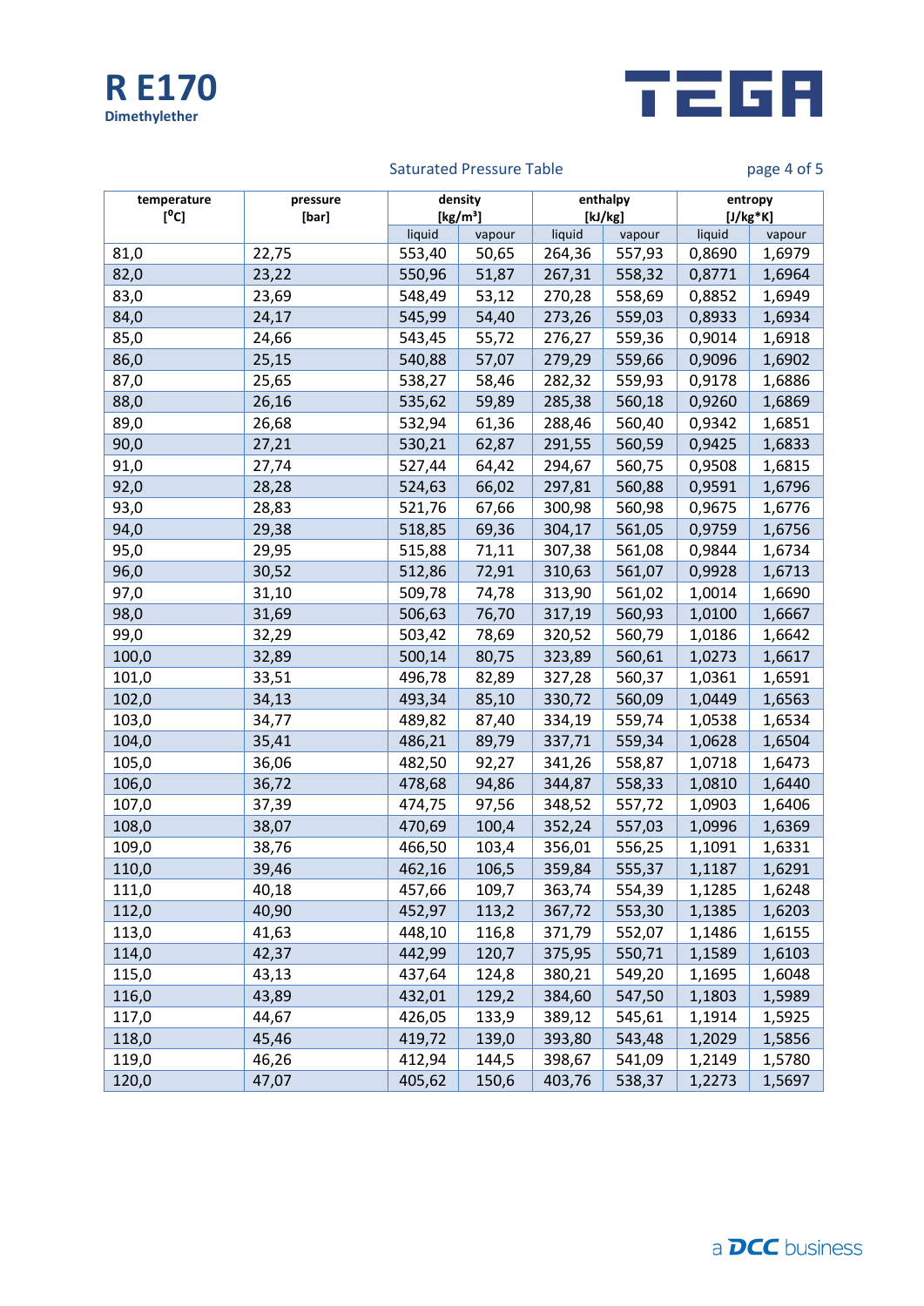# R E170

**Dimethylether**

TEGA

Saturated Pressure Table

| temperature [°C] | pressure [bar] | density [kg/m³] | | enthalpy [kJ/kg] | | entropy [J/kg*K] | |
|---|---|---|---|---|---|---|---|
| | | liquid | vapour | liquid | vapour | liquid | vapour |
| 81,0 | 22,75 | 553,40 | 50,65 | 264,36 | 557,93 | 0,8690 | 1,6979 |
| 82,0 | 23,22 | 550,96 | 51,87 | 267,31 | 558,32 | 0,8771 | 1,6964 |
| 83,0 | 23,69 | 548,49 | 53,12 | 270,28 | 558,69 | 0,8852 | 1,6949 |
| 84,0 | 24,17 | 545,99 | 54,40 | 273,26 | 559,03 | 0,8933 | 1,6934 |
| 85,0 | 24,66 | 543,45 | 55,72 | 276,27 | 559,36 | 0,9014 | 1,6918 |
| 86,0 | 25,15 | 540,88 | 57,07 | 279,29 | 559,66 | 0,9096 | 1,6902 |
| 87,0 | 25,65 | 538,27 | 58,46 | 282,32 | 559,93 | 0,9178 | 1,6886 |
| 88,0 | 26,16 | 535,62 | 59,89 | 285,38 | 560,18 | 0,9260 | 1,6869 |
| 89,0 | 26,68 | 532,94 | 61,36 | 288,46 | 560,40 | 0,9342 | 1,6851 |
| 90,0 | 27,21 | 530,21 | 62,87 | 291,55 | 560,59 | 0,9425 | 1,6833 |
| 91,0 | 27,74 | 527,44 | 64,42 | 294,67 | 560,75 | 0,9508 | 1,6815 |
| 92,0 | 28,28 | 524,63 | 66,02 | 297,81 | 560,88 | 0,9591 | 1,6796 |
| 93,0 | 28,83 | 521,76 | 67,66 | 300,98 | 560,98 | 0,9675 | 1,6776 |
| 94,0 | 29,38 | 518,85 | 69,36 | 304,17 | 561,05 | 0,9759 | 1,6756 |
| 95,0 | 29,95 | 515,88 | 71,11 | 307,38 | 561,08 | 0,9844 | 1,6734 |
| 96,0 | 30,52 | 512,86 | 72,91 | 310,63 | 561,07 | 0,9928 | 1,6713 |
| 97,0 | 31,10 | 509,78 | 74,78 | 313,90 | 561,02 | 1,0014 | 1,6690 |
| 98,0 | 31,69 | 506,63 | 76,70 | 317,19 | 560,93 | 1,0100 | 1,6667 |
| 99,0 | 32,29 | 503,42 | 78,69 | 320,52 | 560,79 | 1,0186 | 1,6642 |
| 100,0 | 32,89 | 500,14 | 80,75 | 323,89 | 560,61 | 1,0273 | 1,6617 |
| 101,0 | 33,51 | 496,78 | 82,89 | 327,28 | 560,37 | 1,0361 | 1,6591 |
| 102,0 | 34,13 | 493,34 | 85,10 | 330,72 | 560,09 | 1,0449 | 1,6563 |
| 103,0 | 34,77 | 489,82 | 87,40 | 334,19 | 559,74 | 1,0538 | 1,6534 |
| 104,0 | 35,41 | 486,21 | 89,79 | 337,71 | 559,34 | 1,0628 | 1,6504 |
| 105,0 | 36,06 | 482,50 | 92,27 | 341,26 | 558,87 | 1,0718 | 1,6473 |
| 106,0 | 36,72 | 478,68 | 94,86 | 344,87 | 558,33 | 1,0810 | 1,6440 |
| 107,0 | 37,39 | 474,75 | 97,56 | 348,52 | 557,72 | 1,0903 | 1,6406 |
| 108,0 | 38,07 | 470,69 | 100,4 | 352,24 | 557,03 | 1,0996 | 1,6369 |
| 109,0 | 38,76 | 466,50 | 103,4 | 356,01 | 556,25 | 1,1091 | 1,6331 |
| 110,0 | 39,46 | 462,16 | 106,5 | 359,84 | 555,37 | 1,1187 | 1,6291 |
| 111,0 | 40,18 | 457,66 | 109,7 | 363,74 | 554,39 | 1,1285 | 1,6248 |
| 112,0 | 40,90 | 452,97 | 113,2 | 367,72 | 553,30 | 1,1385 | 1,6203 |
| 113,0 | 41,63 | 448,10 | 116,8 | 371,79 | 552,07 | 1,1486 | 1,6155 |
| 114,0 | 42,37 | 442,99 | 120,7 | 375,95 | 550,71 | 1,1589 | 1,6103 |
| 115,0 | 43,13 | 437,64 | 124,8 | 380,21 | 549,20 | 1,1695 | 1,6048 |
| 116,0 | 43,89 | 432,01 | 129,2 | 384,60 | 547,50 | 1,1803 | 1,5989 |
| 117,0 | 44,67 | 426,05 | 133,9 | 389,12 | 545,61 | 1,1914 | 1,5925 |
| 118,0 | 45,46 | 419,72 | 139,0 | 393,80 | 543,48 | 1,2029 | 1,5856 |
| 119,0 | 46,26 | 412,94 | 144,5 | 398,67 | 541,09 | 1,2149 | 1,5780 |
| 120,0 | 47,07 | 405,62 | 150,6 | 403,76 | 538,37 | 1,2273 | 1,5697 |

a DCC business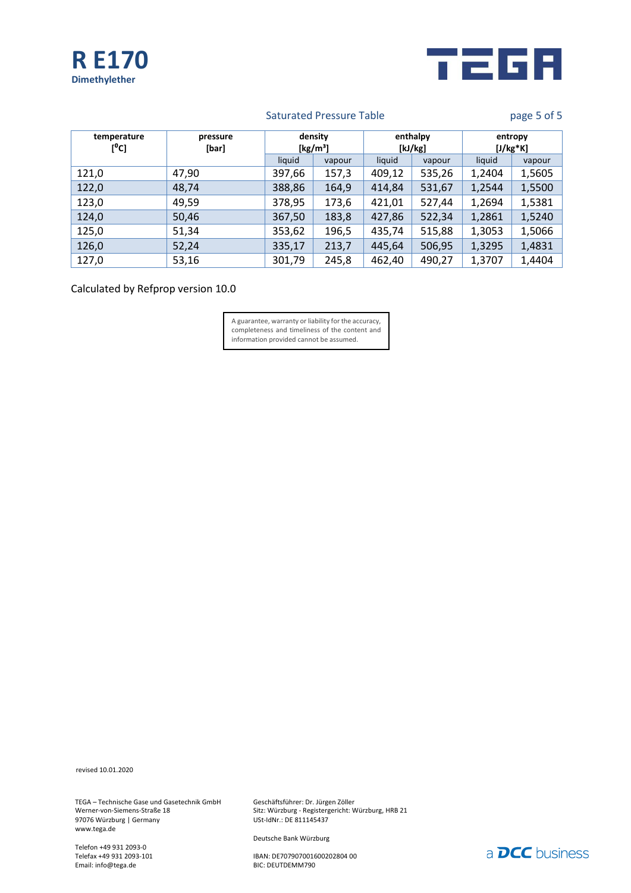# R E170

**Dimethylether**

## Saturated Pressure Table

| temperature [°C] | pressure [bar] | density [kg/m³] | | enthalpy [kJ/kg] | | entropy [J/kg*K] | |
|---|---|---|---|---|---|---|---|
| | | liquid | vapour | liquid | vapour | liquid | vapour |
| 121,0 | 47,90 | 397,66 | 157,3 | 409,12 | 535,26 | 1,2404 | 1,5605 |
| 122,0 | 48,74 | 388,86 | 164,9 | 414,84 | 531,67 | 1,2544 | 1,5500 |
| 123,0 | 49,59 | 378,95 | 173,6 | 421,01 | 527,44 | 1,2694 | 1,5381 |
| 124,0 | 50,46 | 367,50 | 183,8 | 427,86 | 522,34 | 1,2861 | 1,5240 |
| 125,0 | 51,34 | 353,62 | 196,5 | 435,74 | 515,88 | 1,3053 | 1,5066 |
| 126,0 | 52,24 | 335,17 | 213,7 | 445,64 | 506,95 | 1,3295 | 1,4831 |
| 127,0 | 53,16 | 301,79 | 245,8 | 462,40 | 490,27 | 1,3707 | 1,4404 |

Calculated by Refprop version 10.0

A guarantee, warranty or liability for the accuracy, completeness and timeliness of the content and information provided cannot be assumed.

revised 10.01.2020

TEGA – Technische Gase und Gasetechnik GmbH
Werner-von-Siemens-Straße 18
97076 Würzburg | Germany
www.tega.de

Telefon +49 931 2093-0
Telefax +49 931 2093-101
Email: info@tega.de

Geschäftsführer: Dr. Jürgen Zöller
Sitz: Würzburg - Registergericht: Würzburg, HRB 21
USt-IdNr.: DE 811145437

Deutsche Bank Würzburg

IBAN: DE70790700160020280400
BIC: DEUTDEMM790

a DCC business